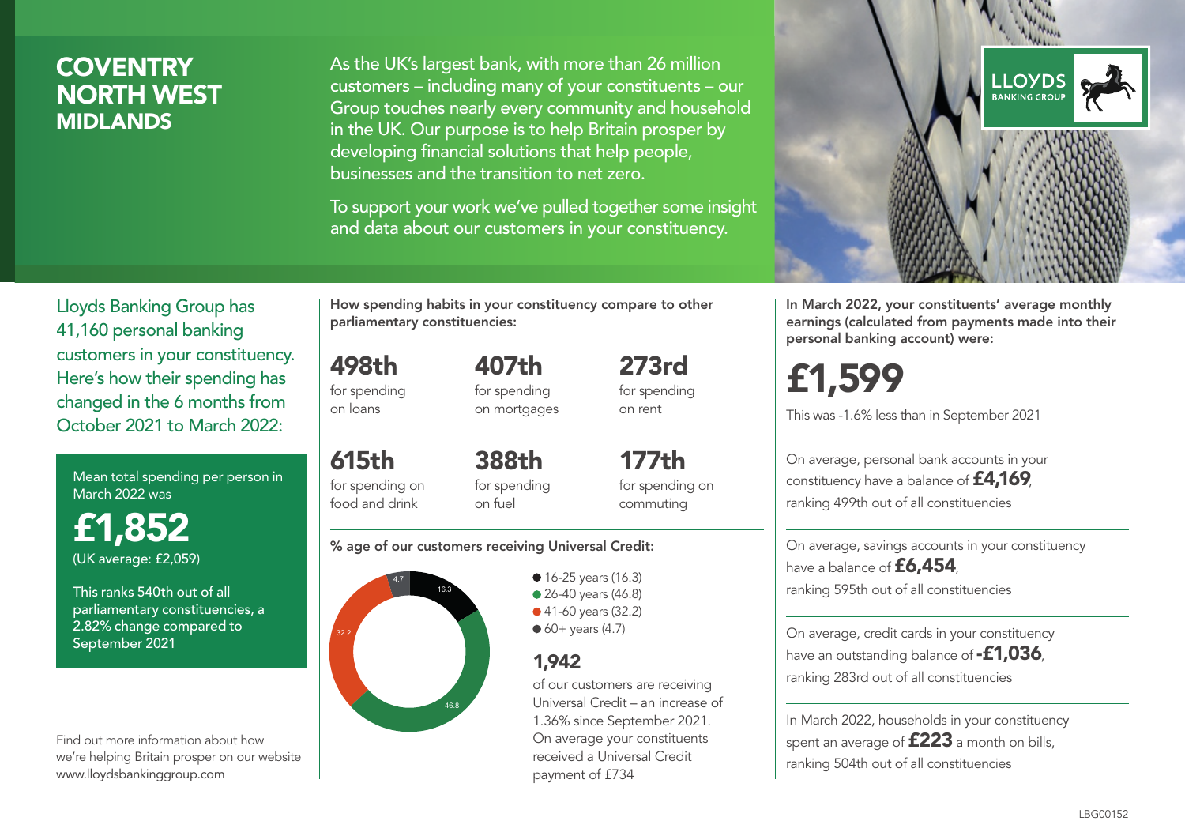# COVENTRY NORTH WEST
## MIDLANDS

As the UK's largest bank, with more than 26 million customers – including many of your constituents – our Group touches nearly every community and household in the UK. Our purpose is to help Britain prosper by developing financial solutions that help people, businesses and the transition to net zero.

To support your work we've pulled together some insight and data about our customers in your constituency.

Lloyds Banking Group has 41,160 personal banking customers in your constituency. Here's how their spending has changed in the 6 months from October 2021 to March 2022:

Mean total spending per person in March 2022 was

**£1,852**
(UK average: £2,059)

This ranks 540th out of all parliamentary constituencies, a 2.82% change compared to September 2021

Find out more information about how we're helping Britain prosper on our website www.lloydsbankinggroup.com

**How spending habits in your constituency compare to other parliamentary constituencies:**

**498th** for spending on loans

**407th** for spending on mortgages

**273rd** for spending on rent

**615th** for spending on food and drink

**388th** for spending on fuel

**177th** for spending on commuting

**% age of our customers receiving Universal Credit:**

- 16-25 years (16.3)
- 26-40 years (46.8)
- 41-60 years (32.2)
- 60+ years (4.7)

**1,942**
of our customers are receiving Universal Credit – an increase of 1.36% since September 2021. On average your constituents received a Universal Credit payment of £734

**In March 2022, your constituents' average monthly earnings (calculated from payments made into their personal banking account) were:**

**£1,599**

This was -1.6% less than in September 2021

On average, personal bank accounts in your constituency have a balance of **£4,169**, ranking 499th out of all constituencies

On average, savings accounts in your constituency have a balance of **£6,454**, ranking 595th out of all constituencies

On average, credit cards in your constituency have an outstanding balance of **-£1,036**, ranking 283rd out of all constituencies

In March 2022, households in your constituency spent an average of **£223** a month on bills, ranking 504th out of all constituencies

LBG00152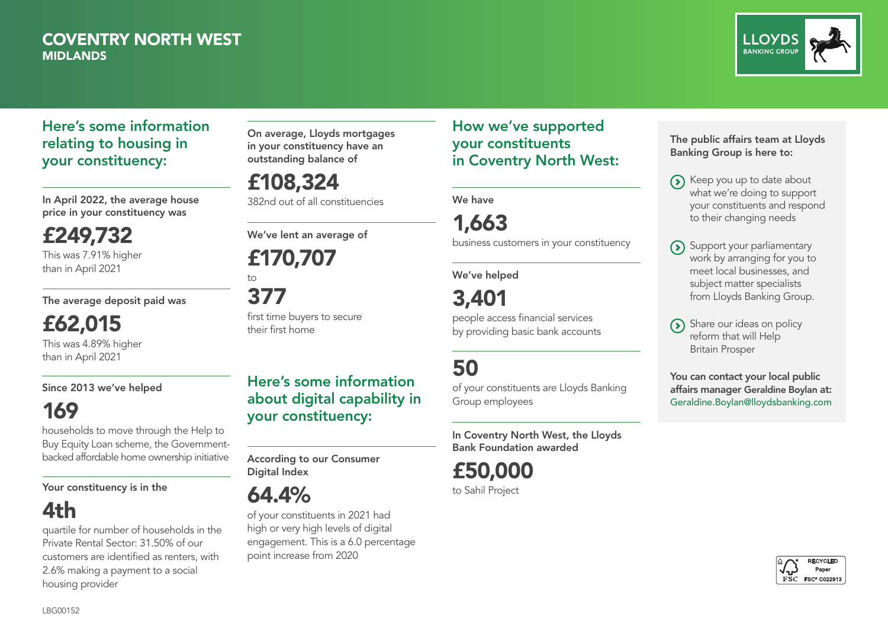# COVENTRY NORTH WEST
## MIDLANDS

## Here's some information relating to housing in your constituency:

**In April 2022, the average house price in your constituency was**

**£249,732**

This was 7.91% higher than in April 2021

**The average deposit paid was**

**£62,015**

This was 4.89% higher than in April 2021

**Since 2013 we've helped**

**169**

households to move through the Help to Buy Equity Loan scheme, the Government-backed affordable home ownership initiative

**Your constituency is in the**

**4th**

quartile for number of households in the Private Rental Sector: 31.50% of our customers are identified as renters, with 2.6% making a payment to a social housing provider

**On average, Lloyds mortgages in your constituency have an outstanding balance of**

**£108,324**

382nd out of all constituencies

**We've lent an average of**

**£170,707**

to

**377**

first time buyers to secure their first home

## Here's some information about digital capability in your constituency:

**According to our Consumer Digital Index**

**64.4%**

of your constituents in 2021 had high or very high levels of digital engagement. This is a 6.0 percentage point increase from 2020

## How we've supported your constituents in Coventry North West:

**We have**

**1,663**

business customers in your constituency

**We've helped**

**3,401**

people access financial services by providing basic bank accounts

**50**

of your constituents are Lloyds Banking Group employees

**In Coventry North West, the Lloyds Bank Foundation awarded**

**£50,000**

to Sahil Project

**The public affairs team at Lloyds Banking Group is here to:**

- Keep you up to date about what we're doing to support your constituents and respond to their changing needs
- Support your parliamentary work by arranging for you to meet local businesses, and subject matter specialists from Lloyds Banking Group.
- Share our ideas on policy reform that will Help Britain Prosper

**You can contact your local public affairs manager Geraldine Boylan at:**
Geraldine.Boylan@lloydsbanking.com

LBG00152